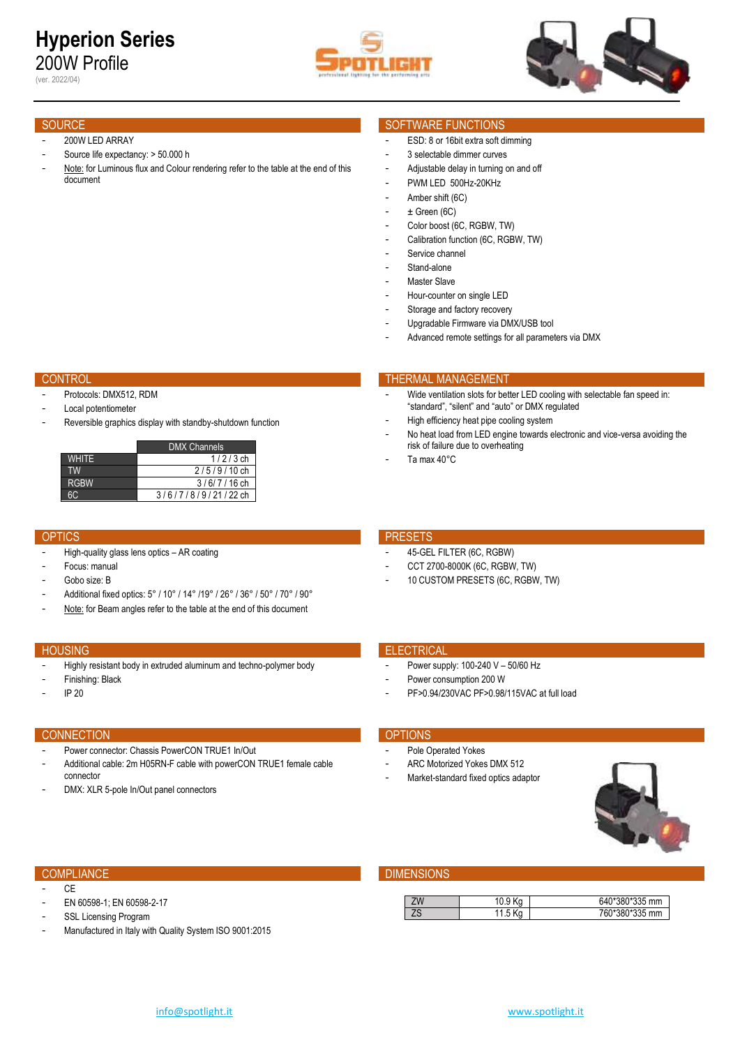# Hyperion Series

## 200W Profile

(ver. 2022/04)

## SOURCE

- 200W LED ARRAY
- Source life expectancy: > 50.000 h
- Note: for Luminous flux and Colour rendering refer to the table at the end of this document

## SOFTWARE FUNCTIONS

- ESD: 8 or 16bit extra soft dimming
- 3 selectable dimmer curves
- Adjustable delay in turning on and off
- PWM LED 500Hz-20KHz
- Amber shift (6C)
- ± Green (6C)
- Color boost (6C, RGBW, TW)
- Calibration function (6C, RGBW, TW)
- Service channel
- Stand-alone
- Master Slave
- Hour-counter on single LED
- Storage and factory recovery
- Upgradable Firmware via DMX/USB tool
- Advanced remote settings for all parameters via DMX

## CONTROL

- Protocols: DMX512, RDM
- Local potentiometer
- Reversible graphics display with standby-shutdown function

| | DMX Channels |
|---|---|
| WHITE | 1 / 2 / 3 ch |
| TW | 2 / 5 / 9 / 10 ch |
| RGBW | 3 / 6 / 7 / 16 ch |
| 6C | 3 / 6 / 7 / 8 / 9 / 21 / 22 ch |

## THERMAL MANAGEMENT

- Wide ventilation slots for better LED cooling with selectable fan speed in: "standard", "silent" and "auto" or DMX regulated
- High efficiency heat pipe cooling system
- No heat load from LED engine towards electronic and vice-versa avoiding the risk of failure due to overheating
- Ta max 40°C

## OPTICS

- High-quality glass lens optics – AR coating
- Focus: manual
- Gobo size: B
- Additional fixed optics: 5° / 10° / 14° /19° / 26° / 36° / 50° / 70° / 90°
- Note: for Beam angles refer to the table at the end of this document

## PRESETS

- 45-GEL FILTER (6C, RGBW)
- CCT 2700-8000K (6C, RGBW, TW)
- 10 CUSTOM PRESETS (6C, RGBW, TW)

## HOUSING

- Highly resistant body in extruded aluminum and techno-polymer body
- Finishing: Black
- IP 20

## ELECTRICAL

- Power supply: 100-240 V – 50/60 Hz
- Power consumption 200 W
- PF>0.94/230VAC PF>0.98/115VAC at full load

## CONNECTION

- Power connector: Chassis PowerCON TRUE1 In/Out
- Additional cable: 2m H05RN-F cable with powerCON TRUE1 female cable connector
- DMX: XLR 5-pole In/Out panel connectors

## OPTIONS

- Pole Operated Yokes
- ARC Motorized Yokes DMX 512
- Market-standard fixed optics adaptor

## COMPLIANCE

- CE
- EN 60598-1; EN 60598-2-17
- SSL Licensing Program
- Manufactured in Italy with Quality System ISO 9001:2015

## DIMENSIONS

| | | |
|---|---|---|
| ZW | 10.9 Kg | 640*380*335 mm |
| ZS | 11.5 Kg | 760*380*335 mm |

info@spotlight.it

www.spotlight.it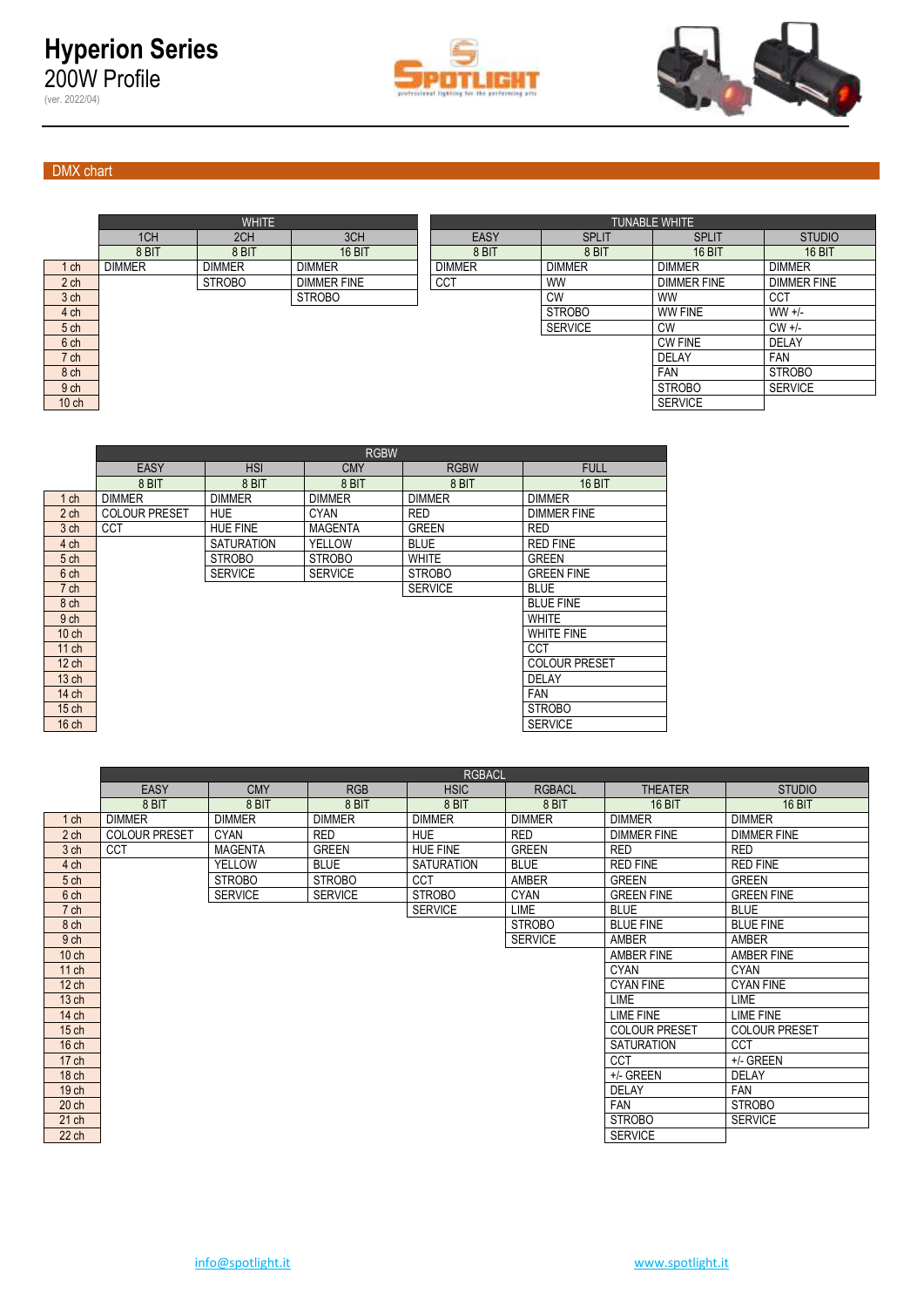# Hyperion Series

200W Profile

(ver. 2022/04)

## DMX chart

| | WHITE | | | TUNABLE WHITE | | | |
|---|---|---|---|---|---|---|---|
| | 1CH | 2CH | 3CH | EASY | SPLIT | SPLIT | STUDIO |
| | 8 BIT | 8 BIT | 16 BIT | 8 BIT | 8 BIT | 16 BIT | 16 BIT |
| 1 ch | DIMMER | DIMMER | DIMMER | DIMMER | DIMMER | DIMMER | DIMMER |
| 2 ch | | STROBO | DIMMER FINE | CCT | WW | DIMMER FINE | DIMMER FINE |
| 3 ch | | | STROBO | | CW | WW | CCT |
| 4 ch | | | | | STROBO | WW FINE | WW +/- |
| 5 ch | | | | | SERVICE | CW | CW +/- |
| 6 ch | | | | | | CW FINE | DELAY |
| 7 ch | | | | | | DELAY | FAN |
| 8 ch | | | | | | FAN | STROBO |
| 9 ch | | | | | | STROBO | SERVICE |
| 10 ch | | | | | | SERVICE | |

| | RGBW | | | | |
|---|---|---|---|---|---|
| | EASY | HSI | CMY | RGBW | FULL |
| | 8 BIT | 8 BIT | 8 BIT | 8 BIT | 16 BIT |
| 1 ch | DIMMER | DIMMER | DIMMER | DIMMER | DIMMER |
| 2 ch | COLOUR PRESET | HUE | CYAN | RED | DIMMER FINE |
| 3 ch | CCT | HUE FINE | MAGENTA | GREEN | RED |
| 4 ch | | SATURATION | YELLOW | BLUE | RED FINE |
| 5 ch | | STROBO | STROBO | WHITE | GREEN |
| 6 ch | | SERVICE | SERVICE | STROBO | GREEN FINE |
| 7 ch | | | | SERVICE | BLUE |
| 8 ch | | | | | BLUE FINE |
| 9 ch | | | | | WHITE |
| 10 ch | | | | | WHITE FINE |
| 11 ch | | | | | CCT |
| 12 ch | | | | | COLOUR PRESET |
| 13 ch | | | | | DELAY |
| 14 ch | | | | | FAN |
| 15 ch | | | | | STROBO |
| 16 ch | | | | | SERVICE |

| | RGBACL | | | | | | |
|---|---|---|---|---|---|---|---|
| | EASY | CMY | RGB | HSIC | RGBACL | THEATER | STUDIO |
| | 8 BIT | 8 BIT | 8 BIT | 8 BIT | 8 BIT | 16 BIT | 16 BIT |
| 1 ch | DIMMER | DIMMER | DIMMER | DIMMER | DIMMER | DIMMER | DIMMER |
| 2 ch | COLOUR PRESET | CYAN | RED | HUE | RED | DIMMER FINE | DIMMER FINE |
| 3 ch | CCT | MAGENTA | GREEN | HUE FINE | GREEN | RED | RED |
| 4 ch | | YELLOW | BLUE | SATURATION | BLUE | RED FINE | RED FINE |
| 5 ch | | STROBO | STROBO | CCT | AMBER | GREEN | GREEN |
| 6 ch | | SERVICE | SERVICE | STROBO | CYAN | GREEN FINE | GREEN FINE |
| 7 ch | | | | SERVICE | LIME | BLUE | BLUE |
| 8 ch | | | | | STROBO | BLUE FINE | BLUE FINE |
| 9 ch | | | | | SERVICE | AMBER | AMBER |
| 10 ch | | | | | | AMBER FINE | AMBER FINE |
| 11 ch | | | | | | CYAN | CYAN |
| 12 ch | | | | | | CYAN FINE | CYAN FINE |
| 13 ch | | | | | | LIME | LIME |
| 14 ch | | | | | | LIME FINE | LIME FINE |
| 15 ch | | | | | | COLOUR PRESET | COLOUR PRESET |
| 16 ch | | | | | | SATURATION | CCT |
| 17 ch | | | | | | CCT | +/- GREEN |
| 18 ch | | | | | | +/- GREEN | DELAY |
| 19 ch | | | | | | DELAY | FAN |
| 20 ch | | | | | | FAN | STROBO |
| 21 ch | | | | | | STROBO | SERVICE |
| 22 ch | | | | | | SERVICE | |

info@spotlight.it www.spotlight.it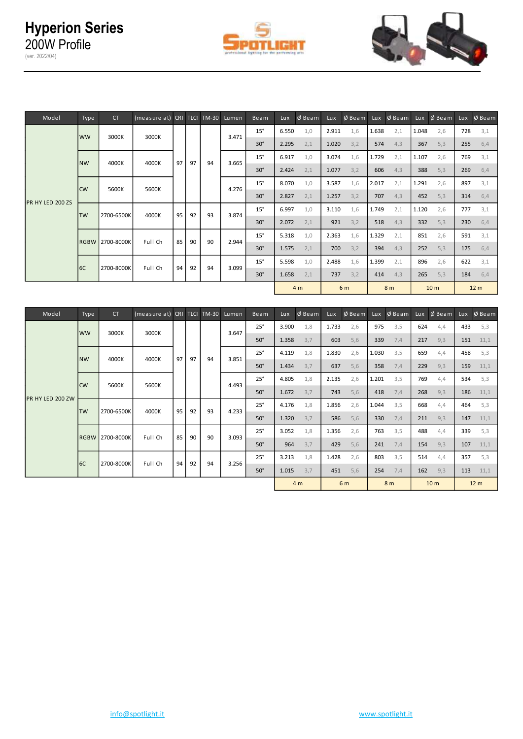# Hyperion Series

## 200W Profile

(ver. 2022/04)

| Model | Type | CT | (measure at) | CRI | TLCI | TM-30 | Lumen | Beam | Lux | Ø Beam | Lux | Ø Beam | Lux | Ø Beam | Lux | Ø Beam | Lux | Ø Beam |
|---|---|---|---|---|---|---|---|---|---|---|---|---|---|---|---|---|---|---|
| PR HY LED 200 ZS | WW | 3000K | 3000K | 97 | 97 | 94 | 3.471 | 15° | 6.550 | 1,0 | 2.911 | 1,6 | 1.638 | 2,1 | 1.048 | 2,6 | 728 | 3,1 |
| | | | | | | | | 30° | 2.295 | 2,1 | 1.020 | 3,2 | 574 | 4,3 | 367 | 5,3 | 255 | 6,4 |
| | NW | 4000K | 4000K | | | | 3.665 | 15° | 6.917 | 1,0 | 3.074 | 1,6 | 1.729 | 2,1 | 1.107 | 2,6 | 769 | 3,1 |
| | | | | | | | | 30° | 2.424 | 2,1 | 1.077 | 3,2 | 606 | 4,3 | 388 | 5,3 | 269 | 6,4 |
| | CW | 5600K | 5600K | | | | 4.276 | 15° | 8.070 | 1,0 | 3.587 | 1,6 | 2.017 | 2,1 | 1.291 | 2,6 | 897 | 3,1 |
| | | | | | | | | 30° | 2.827 | 2,1 | 1.257 | 3,2 | 707 | 4,3 | 452 | 5,3 | 314 | 6,4 |
| | TW | 2700-6500K | 4000K | 95 | 92 | 93 | 3.874 | 15° | 6.997 | 1,0 | 3.110 | 1,6 | 1.749 | 2,1 | 1.120 | 2,6 | 777 | 3,1 |
| | | | | | | | | 30° | 2.072 | 2,1 | 921 | 3,2 | 518 | 4,3 | 332 | 5,3 | 230 | 6,4 |
| | RGBW | 2700-8000K | Full Ch | 85 | 90 | 90 | 2.944 | 15° | 5.318 | 1,0 | 2.363 | 1,6 | 1.329 | 2,1 | 851 | 2,6 | 591 | 3,1 |
| | | | | | | | | 30° | 1.575 | 2,1 | 700 | 3,2 | 394 | 4,3 | 252 | 5,3 | 175 | 6,4 |
| | 6C | 2700-8000K | Full Ch | 94 | 92 | 94 | 3.099 | 15° | 5.598 | 1,0 | 2.488 | 1,6 | 1.399 | 2,1 | 896 | 2,6 | 622 | 3,1 |
| | | | | | | | | 30° | 1.658 | 2,1 | 737 | 3,2 | 414 | 4,3 | 265 | 5,3 | 184 | 6,4 |
| | | | | | | | | | 4 m | | 6 m | | 8 m | | 10 m | | 12 m | |

| Model | Type | CT | (measure at) | CRI | TLCI | TM-30 | Lumen | Beam | Lux | Ø Beam | Lux | Ø Beam | Lux | Ø Beam | Lux | Ø Beam | Lux | Ø Beam |
|---|---|---|---|---|---|---|---|---|---|---|---|---|---|---|---|---|---|---|
| PR HY LED 200 ZW | WW | 3000K | 3000K | 97 | 97 | 94 | 3.647 | 25° | 3.900 | 1,8 | 1.733 | 2,6 | 975 | 3,5 | 624 | 4,4 | 433 | 5,3 |
| | | | | | | | | 50° | 1.358 | 3,7 | 603 | 5,6 | 339 | 7,4 | 217 | 9,3 | 151 | 11,1 |
| | NW | 4000K | 4000K | | | | 3.851 | 25° | 4.119 | 1,8 | 1.830 | 2,6 | 1.030 | 3,5 | 659 | 4,4 | 458 | 5,3 |
| | | | | | | | | 50° | 1.434 | 3,7 | 637 | 5,6 | 358 | 7,4 | 229 | 9,3 | 159 | 11,1 |
| | CW | 5600K | 5600K | | | | 4.493 | 25° | 4.805 | 1,8 | 2.135 | 2,6 | 1.201 | 3,5 | 769 | 4,4 | 534 | 5,3 |
| | | | | | | | | 50° | 1.672 | 3,7 | 743 | 5,6 | 418 | 7,4 | 268 | 9,3 | 186 | 11,1 |
| | TW | 2700-6500K | 4000K | 95 | 92 | 93 | 4.233 | 25° | 4.176 | 1,8 | 1.856 | 2,6 | 1.044 | 3,5 | 668 | 4,4 | 464 | 5,3 |
| | | | | | | | | 50° | 1.320 | 3,7 | 586 | 5,6 | 330 | 7,4 | 211 | 9,3 | 147 | 11,1 |
| | RGBW | 2700-8000K | Full Ch | 85 | 90 | 90 | 3.093 | 25° | 3.052 | 1,8 | 1.356 | 2,6 | 763 | 3,5 | 488 | 4,4 | 339 | 5,3 |
| | | | | | | | | 50° | 964 | 3,7 | 429 | 5,6 | 241 | 7,4 | 154 | 9,3 | 107 | 11,1 |
| | 6C | 2700-8000K | Full Ch | 94 | 92 | 94 | 3.256 | 25° | 3.213 | 1,8 | 1.428 | 2,6 | 803 | 3,5 | 514 | 4,4 | 357 | 5,3 |
| | | | | | | | | 50° | 1.015 | 3,7 | 451 | 5,6 | 254 | 7,4 | 162 | 9,3 | 113 | 11,1 |
| | | | | | | | | | 4 m | | 6 m | | 8 m | | 10 m | | 12 m | |

info@spotlight.it

www.spotlight.it